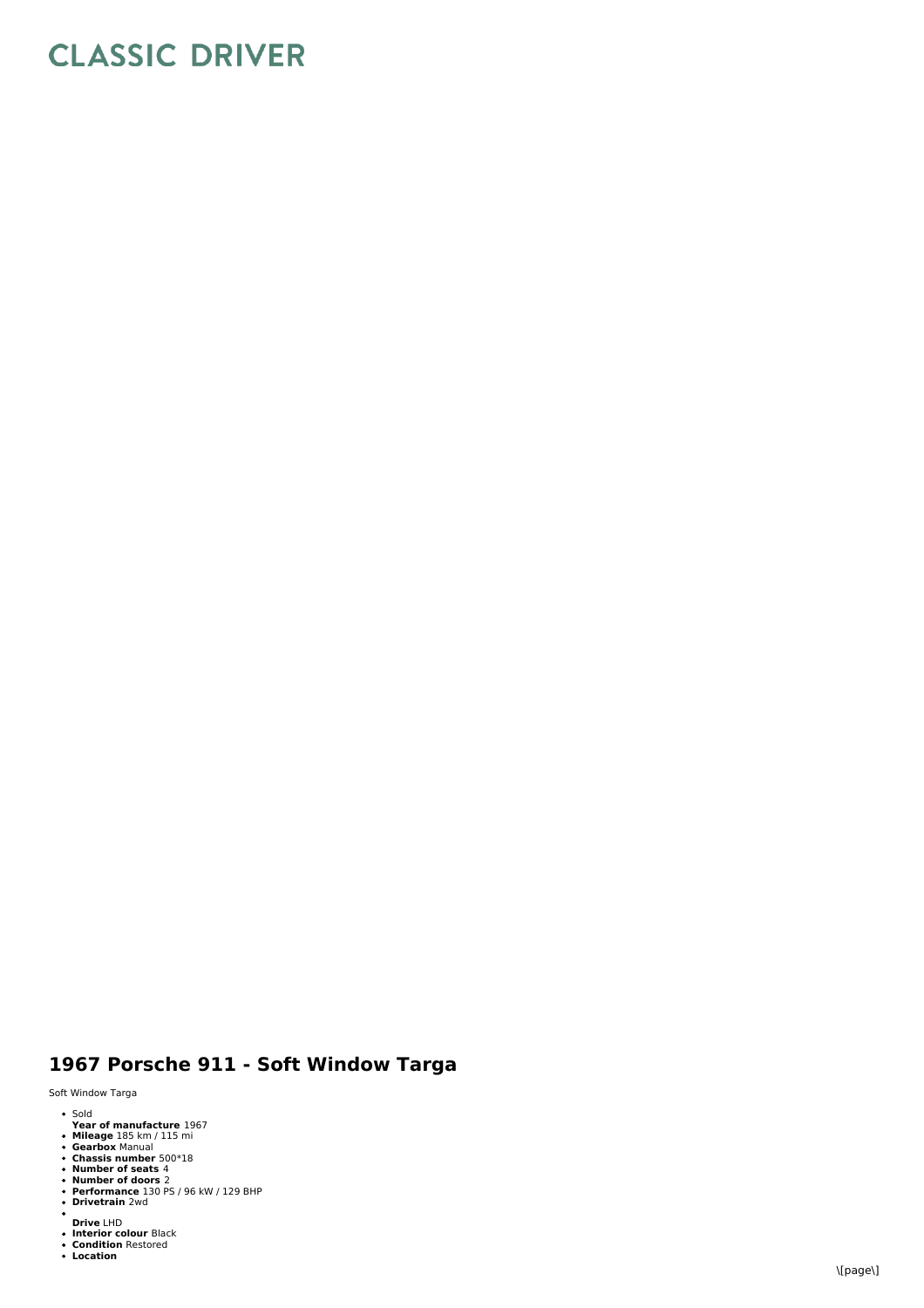# CLASSIC DRIVER

## 1967 Porsche 911 - Soft Window Targa

Soft Window Targa

- Sold
  **Year of manufacture** 1967
- **Mileage** 185 km / 115 mi
- **Gearbox** Manual
- **Chassis number** 500*18
- **Number of seats** 4
- **Number of doors** 2
- **Performance** 130 PS / 96 kW / 129 BHP
- **Drivetrain** 2wd
- 
  **Drive** LHD
- **Interior colour** Black
- **Condition** Restored
- **Location**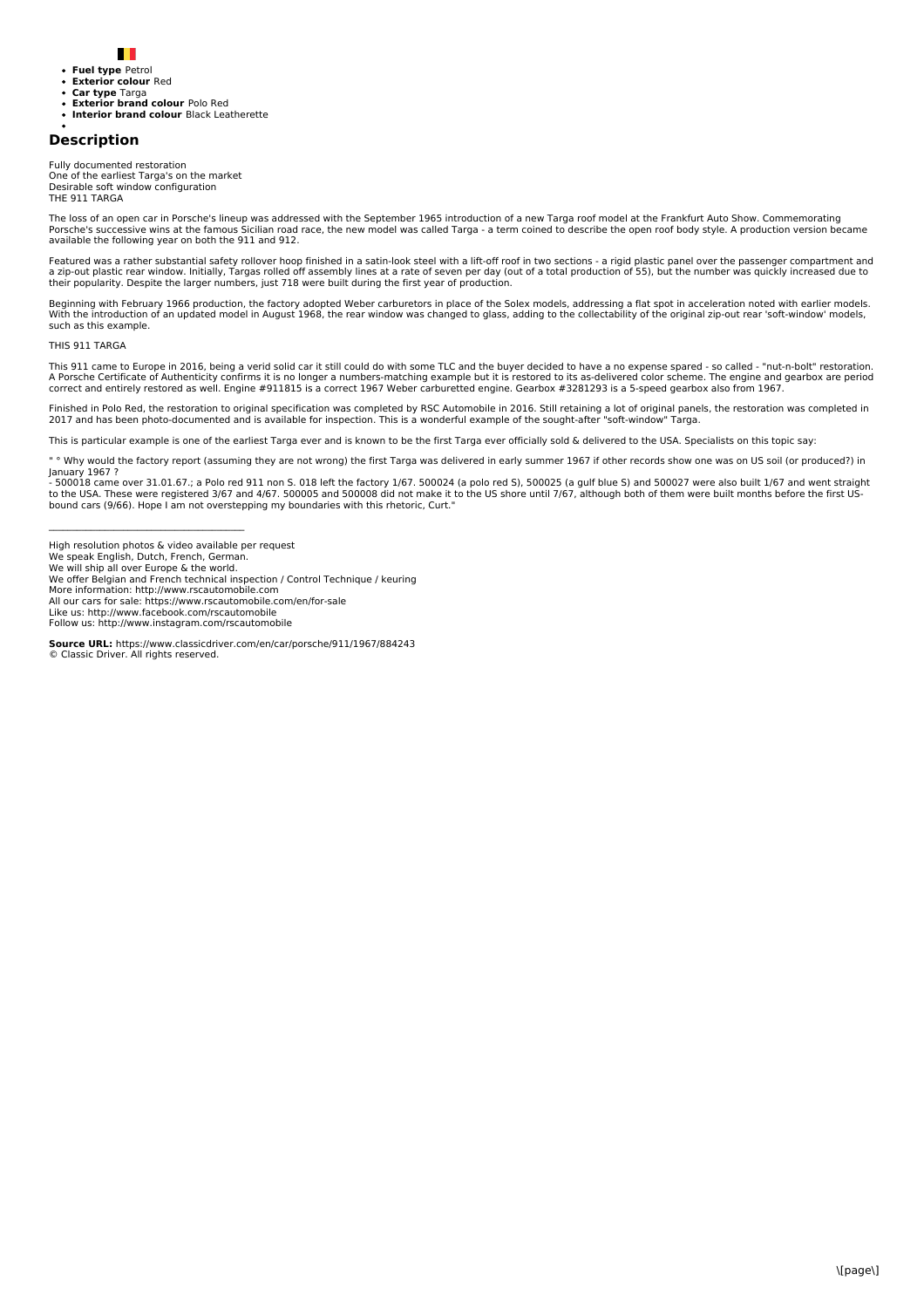- **Fuel type** Petrol
- **Exterior colour** Red
- **Car type** Targa
- **Exterior brand colour** Polo Red
- **Interior brand colour** Black Leatherette

## Description

Fully documented restoration
One of the earliest Targa's on the market
Desirable soft window configuration
THE 911 TARGA

The loss of an open car in Porsche's lineup was addressed with the September 1965 introduction of a new Targa roof model at the Frankfurt Auto Show. Commemorating Porsche's successive wins at the famous Sicilian road race, the new model was called Targa - a term coined to describe the open roof body style. A production version became available the following year on both the 911 and 912.

Featured was a rather substantial safety rollover hoop finished in a satin-look steel with a lift-off roof in two sections - a rigid plastic panel over the passenger compartment and a zip-out plastic rear window. Initially, Targas rolled off assembly lines at a rate of seven per day (out of a total production of 55), but the number was quickly increased due to their popularity. Despite the larger numbers, just 718 were built during the first year of production.

Beginning with February 1966 production, the factory adopted Weber carburetors in place of the Solex models, addressing a flat spot in acceleration noted with earlier models. With the introduction of an updated model in August 1968, the rear window was changed to glass, adding to the collectability of the original zip-out rear 'soft-window' models, such as this example.

THIS 911 TARGA

This 911 came to Europe in 2016, being a verid solid car it still could do with some TLC and the buyer decided to have a no expense spared - so called - "nut-n-bolt" restoration. A Porsche Certificate of Authenticity confirms it is no longer a numbers-matching example but it is restored to its as-delivered color scheme. The engine and gearbox are period correct and entirely restored as well. Engine #911815 is a correct 1967 Weber carburetted engine. Gearbox #3281293 is a 5-speed gearbox also from 1967.

Finished in Polo Red, the restoration to original specification was completed by RSC Automobile in 2016. Still retaining a lot of original panels, the restoration was completed in 2017 and has been photo-documented and is available for inspection. This is a wonderful example of the sought-after "soft-window" Targa.

This is particular example is one of the earliest Targa ever and is known to be the first Targa ever officially sold & delivered to the USA. Specialists on this topic say:

" ° Why would the factory report (assuming they are not wrong) the first Targa was delivered in early summer 1967 if other records show one was on US soil (or produced?) in January 1967 ?
- 500018 came over 31.01.67.; a Polo red 911 non S. 018 left the factory 1/67. 500024 (a polo red S), 500025 (a gulf blue S) and 500027 were also built 1/67 and went straight to the USA. These were registered 3/67 and 4/67. 500005 and 500008 did not make it to the US shore until 7/67, although both of them were built months before the first US-bound cars (9/66). Hope I am not overstepping my boundaries with this rhetoric, Curt."

---

High resolution photos & video available per request
We speak English, Dutch, French, German.
We will ship all over Europe & the world.
We offer Belgian and French technical inspection / Control Technique / keuring
More information: http://www.rscautomobile.com
All our cars for sale: https://www.rscautomobile.com/en/for-sale
Like us: http://www.facebook.com/rscautomobile
Follow us: http://www.instagram.com/rscautomobile

**Source URL:** https://www.classicdriver.com/en/car/porsche/911/1967/884243
© Classic Driver. All rights reserved.